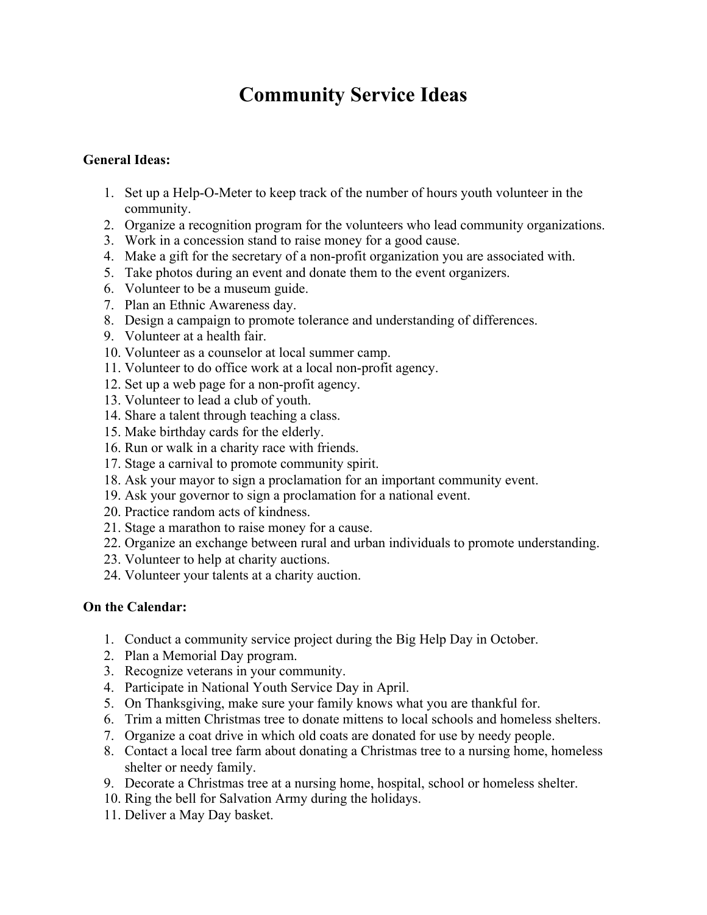# Community Service Ideas

**General Ideas:**

1. Set up a Help-O-Meter to keep track of the number of hours youth volunteer in the community.
2. Organize a recognition program for the volunteers who lead community organizations.
3. Work in a concession stand to raise money for a good cause.
4. Make a gift for the secretary of a non-profit organization you are associated with.
5. Take photos during an event and donate them to the event organizers.
6. Volunteer to be a museum guide.
7. Plan an Ethnic Awareness day.
8. Design a campaign to promote tolerance and understanding of differences.
9. Volunteer at a health fair.
10. Volunteer as a counselor at local summer camp.
11. Volunteer to do office work at a local non-profit agency.
12. Set up a web page for a non-profit agency.
13. Volunteer to lead a club of youth.
14. Share a talent through teaching a class.
15. Make birthday cards for the elderly.
16. Run or walk in a charity race with friends.
17. Stage a carnival to promote community spirit.
18. Ask your mayor to sign a proclamation for an important community event.
19. Ask your governor to sign a proclamation for a national event.
20. Practice random acts of kindness.
21. Stage a marathon to raise money for a cause.
22. Organize an exchange between rural and urban individuals to promote understanding.
23. Volunteer to help at charity auctions.
24. Volunteer your talents at a charity auction.

**On the Calendar:**

1. Conduct a community service project during the Big Help Day in October.
2. Plan a Memorial Day program.
3. Recognize veterans in your community.
4. Participate in National Youth Service Day in April.
5. On Thanksgiving, make sure your family knows what you are thankful for.
6. Trim a mitten Christmas tree to donate mittens to local schools and homeless shelters.
7. Organize a coat drive in which old coats are donated for use by needy people.
8. Contact a local tree farm about donating a Christmas tree to a nursing home, homeless shelter or needy family.
9. Decorate a Christmas tree at a nursing home, hospital, school or homeless shelter.
10. Ring the bell for Salvation Army during the holidays.
11. Deliver a May Day basket.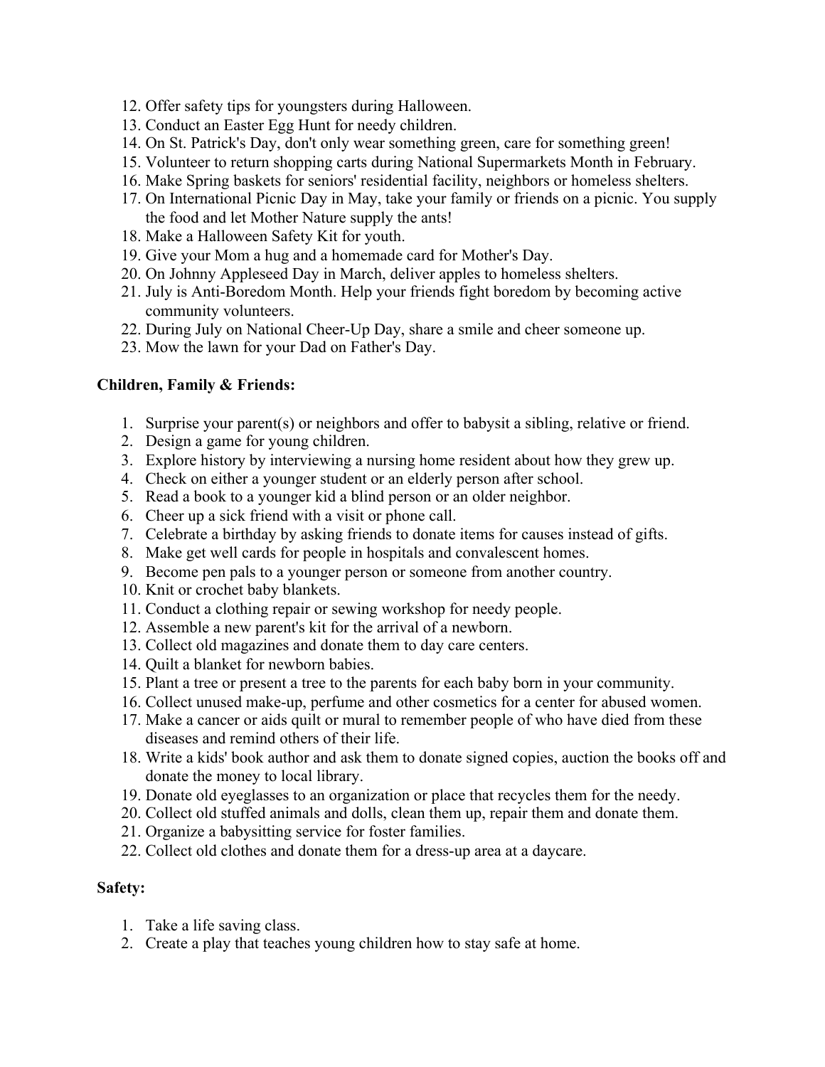12. Offer safety tips for youngsters during Halloween.
13. Conduct an Easter Egg Hunt for needy children.
14. On St. Patrick's Day, don't only wear something green, care for something green!
15. Volunteer to return shopping carts during National Supermarkets Month in February.
16. Make Spring baskets for seniors' residential facility, neighbors or homeless shelters.
17. On International Picnic Day in May, take your family or friends on a picnic. You supply the food and let Mother Nature supply the ants!
18. Make a Halloween Safety Kit for youth.
19. Give your Mom a hug and a homemade card for Mother's Day.
20. On Johnny Appleseed Day in March, deliver apples to homeless shelters.
21. July is Anti-Boredom Month. Help your friends fight boredom by becoming active community volunteers.
22. During July on National Cheer-Up Day, share a smile and cheer someone up.
23. Mow the lawn for your Dad on Father's Day.

**Children, Family & Friends:**

1. Surprise your parent(s) or neighbors and offer to babysit a sibling, relative or friend.
2. Design a game for young children.
3. Explore history by interviewing a nursing home resident about how they grew up.
4. Check on either a younger student or an elderly person after school.
5. Read a book to a younger kid a blind person or an older neighbor.
6. Cheer up a sick friend with a visit or phone call.
7. Celebrate a birthday by asking friends to donate items for causes instead of gifts.
8. Make get well cards for people in hospitals and convalescent homes.
9. Become pen pals to a younger person or someone from another country.
10. Knit or crochet baby blankets.
11. Conduct a clothing repair or sewing workshop for needy people.
12. Assemble a new parent's kit for the arrival of a newborn.
13. Collect old magazines and donate them to day care centers.
14. Quilt a blanket for newborn babies.
15. Plant a tree or present a tree to the parents for each baby born in your community.
16. Collect unused make-up, perfume and other cosmetics for a center for abused women.
17. Make a cancer or aids quilt or mural to remember people of who have died from these diseases and remind others of their life.
18. Write a kids' book author and ask them to donate signed copies, auction the books off and donate the money to local library.
19. Donate old eyeglasses to an organization or place that recycles them for the needy.
20. Collect old stuffed animals and dolls, clean them up, repair them and donate them.
21. Organize a babysitting service for foster families.
22. Collect old clothes and donate them for a dress-up area at a daycare.

**Safety:**

1. Take a life saving class.
2. Create a play that teaches young children how to stay safe at home.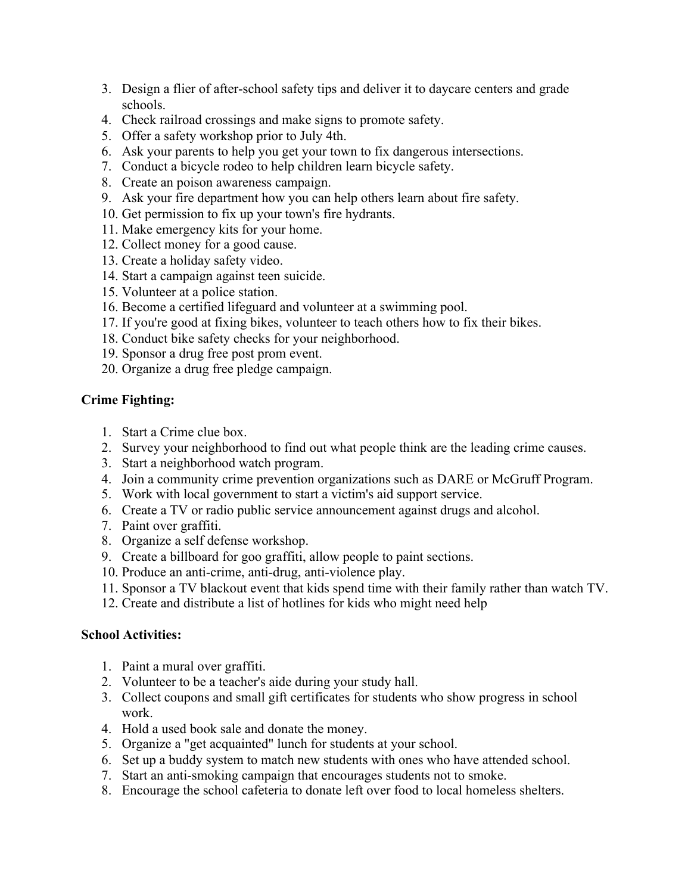3. Design a flier of after-school safety tips and deliver it to daycare centers and grade schools.
4. Check railroad crossings and make signs to promote safety.
5. Offer a safety workshop prior to July 4th.
6. Ask your parents to help you get your town to fix dangerous intersections.
7. Conduct a bicycle rodeo to help children learn bicycle safety.
8. Create an poison awareness campaign.
9. Ask your fire department how you can help others learn about fire safety.
10. Get permission to fix up your town's fire hydrants.
11. Make emergency kits for your home.
12. Collect money for a good cause.
13. Create a holiday safety video.
14. Start a campaign against teen suicide.
15. Volunteer at a police station.
16. Become a certified lifeguard and volunteer at a swimming pool.
17. If you're good at fixing bikes, volunteer to teach others how to fix their bikes.
18. Conduct bike safety checks for your neighborhood.
19. Sponsor a drug free post prom event.
20. Organize a drug free pledge campaign.

**Crime Fighting:**

1. Start a Crime clue box.
2. Survey your neighborhood to find out what people think are the leading crime causes.
3. Start a neighborhood watch program.
4. Join a community crime prevention organizations such as DARE or McGruff Program.
5. Work with local government to start a victim's aid support service.
6. Create a TV or radio public service announcement against drugs and alcohol.
7. Paint over graffiti.
8. Organize a self defense workshop.
9. Create a billboard for goo graffiti, allow people to paint sections.
10. Produce an anti-crime, anti-drug, anti-violence play.
11. Sponsor a TV blackout event that kids spend time with their family rather than watch TV.
12. Create and distribute a list of hotlines for kids who might need help

**School Activities:**

1. Paint a mural over graffiti.
2. Volunteer to be a teacher's aide during your study hall.
3. Collect coupons and small gift certificates for students who show progress in school work.
4. Hold a used book sale and donate the money.
5. Organize a "get acquainted" lunch for students at your school.
6. Set up a buddy system to match new students with ones who have attended school.
7. Start an anti-smoking campaign that encourages students not to smoke.
8. Encourage the school cafeteria to donate left over food to local homeless shelters.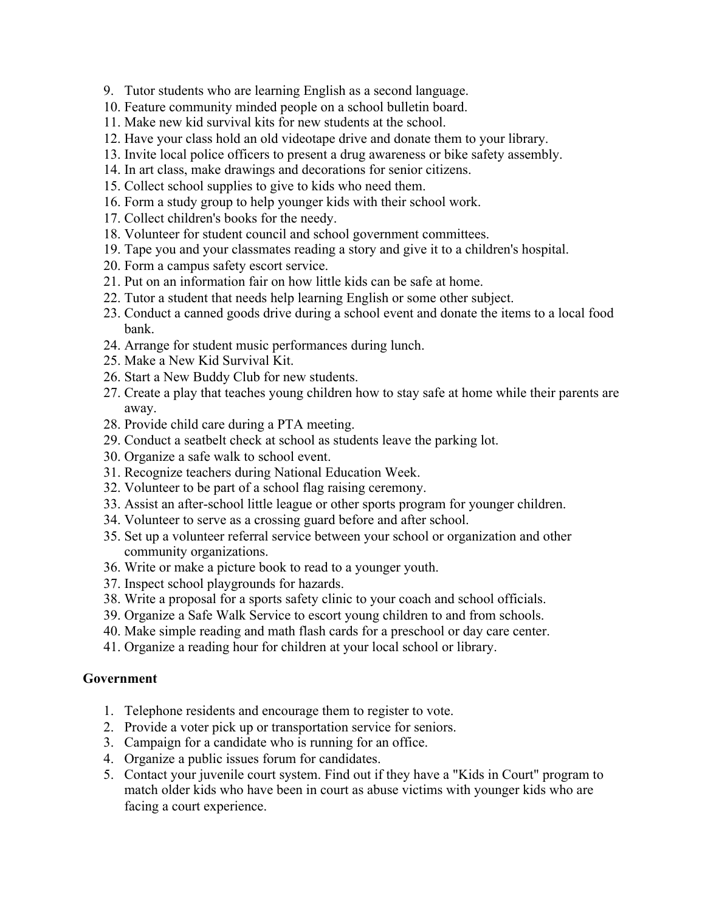9. Tutor students who are learning English as a second language.
10. Feature community minded people on a school bulletin board.
11. Make new kid survival kits for new students at the school.
12. Have your class hold an old videotape drive and donate them to your library.
13. Invite local police officers to present a drug awareness or bike safety assembly.
14. In art class, make drawings and decorations for senior citizens.
15. Collect school supplies to give to kids who need them.
16. Form a study group to help younger kids with their school work.
17. Collect children's books for the needy.
18. Volunteer for student council and school government committees.
19. Tape you and your classmates reading a story and give it to a children's hospital.
20. Form a campus safety escort service.
21. Put on an information fair on how little kids can be safe at home.
22. Tutor a student that needs help learning English or some other subject.
23. Conduct a canned goods drive during a school event and donate the items to a local food bank.
24. Arrange for student music performances during lunch.
25. Make a New Kid Survival Kit.
26. Start a New Buddy Club for new students.
27. Create a play that teaches young children how to stay safe at home while their parents are away.
28. Provide child care during a PTA meeting.
29. Conduct a seatbelt check at school as students leave the parking lot.
30. Organize a safe walk to school event.
31. Recognize teachers during National Education Week.
32. Volunteer to be part of a school flag raising ceremony.
33. Assist an after-school little league or other sports program for younger children.
34. Volunteer to serve as a crossing guard before and after school.
35. Set up a volunteer referral service between your school or organization and other community organizations.
36. Write or make a picture book to read to a younger youth.
37. Inspect school playgrounds for hazards.
38. Write a proposal for a sports safety clinic to your coach and school officials.
39. Organize a Safe Walk Service to escort young children to and from schools.
40. Make simple reading and math flash cards for a preschool or day care center.
41. Organize a reading hour for children at your local school or library.

**Government**

1. Telephone residents and encourage them to register to vote.
2. Provide a voter pick up or transportation service for seniors.
3. Campaign for a candidate who is running for an office.
4. Organize a public issues forum for candidates.
5. Contact your juvenile court system. Find out if they have a "Kids in Court" program to match older kids who have been in court as abuse victims with younger kids who are facing a court experience.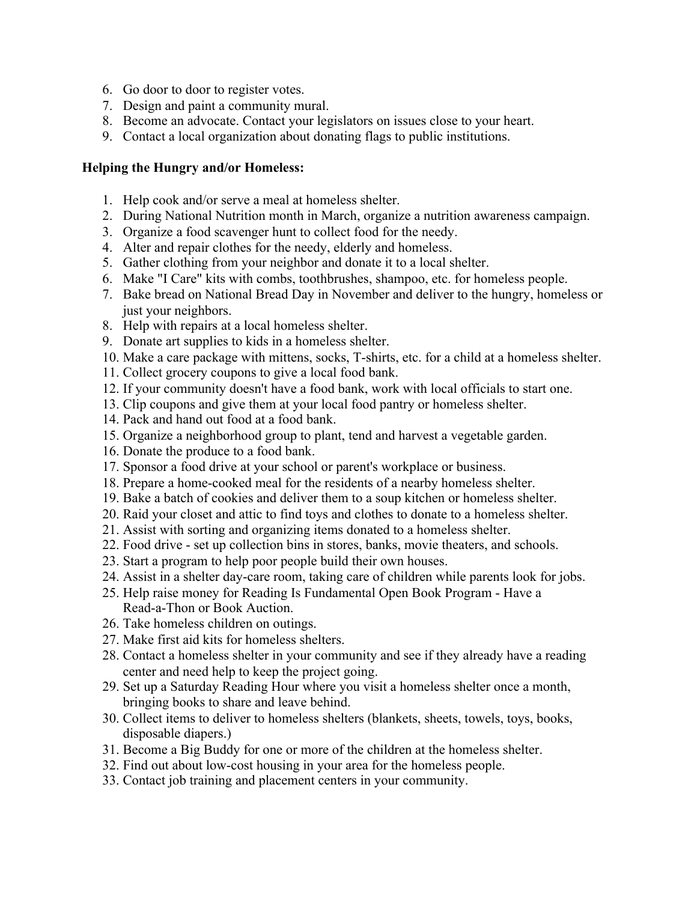6. Go door to door to register votes.
7. Design and paint a community mural.
8. Become an advocate. Contact your legislators on issues close to your heart.
9. Contact a local organization about donating flags to public institutions.

**Helping the Hungry and/or Homeless:**

1. Help cook and/or serve a meal at homeless shelter.
2. During National Nutrition month in March, organize a nutrition awareness campaign.
3. Organize a food scavenger hunt to collect food for the needy.
4. Alter and repair clothes for the needy, elderly and homeless.
5. Gather clothing from your neighbor and donate it to a local shelter.
6. Make "I Care" kits with combs, toothbrushes, shampoo, etc. for homeless people.
7. Bake bread on National Bread Day in November and deliver to the hungry, homeless or just your neighbors.
8. Help with repairs at a local homeless shelter.
9. Donate art supplies to kids in a homeless shelter.
10. Make a care package with mittens, socks, T-shirts, etc. for a child at a homeless shelter.
11. Collect grocery coupons to give a local food bank.
12. If your community doesn't have a food bank, work with local officials to start one.
13. Clip coupons and give them at your local food pantry or homeless shelter.
14. Pack and hand out food at a food bank.
15. Organize a neighborhood group to plant, tend and harvest a vegetable garden.
16. Donate the produce to a food bank.
17. Sponsor a food drive at your school or parent's workplace or business.
18. Prepare a home-cooked meal for the residents of a nearby homeless shelter.
19. Bake a batch of cookies and deliver them to a soup kitchen or homeless shelter.
20. Raid your closet and attic to find toys and clothes to donate to a homeless shelter.
21. Assist with sorting and organizing items donated to a homeless shelter.
22. Food drive - set up collection bins in stores, banks, movie theaters, and schools.
23. Start a program to help poor people build their own houses.
24. Assist in a shelter day-care room, taking care of children while parents look for jobs.
25. Help raise money for Reading Is Fundamental Open Book Program - Have a Read-a-Thon or Book Auction.
26. Take homeless children on outings.
27. Make first aid kits for homeless shelters.
28. Contact a homeless shelter in your community and see if they already have a reading center and need help to keep the project going.
29. Set up a Saturday Reading Hour where you visit a homeless shelter once a month, bringing books to share and leave behind.
30. Collect items to deliver to homeless shelters (blankets, sheets, towels, toys, books, disposable diapers.)
31. Become a Big Buddy for one or more of the children at the homeless shelter.
32. Find out about low-cost housing in your area for the homeless people.
33. Contact job training and placement centers in your community.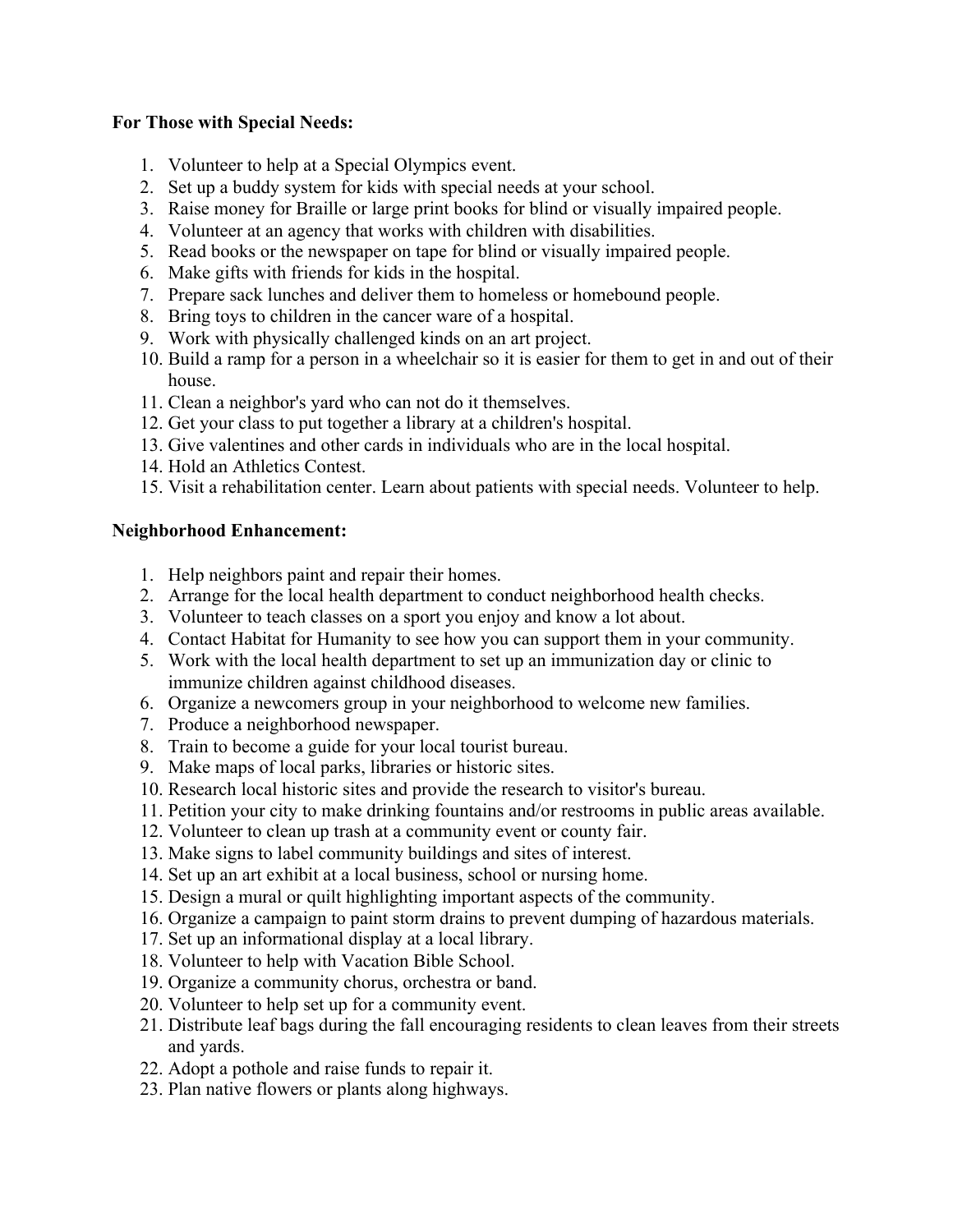**For Those with Special Needs:**

1. Volunteer to help at a Special Olympics event.
2. Set up a buddy system for kids with special needs at your school.
3. Raise money for Braille or large print books for blind or visually impaired people.
4. Volunteer at an agency that works with children with disabilities.
5. Read books or the newspaper on tape for blind or visually impaired people.
6. Make gifts with friends for kids in the hospital.
7. Prepare sack lunches and deliver them to homeless or homebound people.
8. Bring toys to children in the cancer ware of a hospital.
9. Work with physically challenged kinds on an art project.
10. Build a ramp for a person in a wheelchair so it is easier for them to get in and out of their house.
11. Clean a neighbor's yard who can not do it themselves.
12. Get your class to put together a library at a children's hospital.
13. Give valentines and other cards in individuals who are in the local hospital.
14. Hold an Athletics Contest.
15. Visit a rehabilitation center. Learn about patients with special needs. Volunteer to help.

**Neighborhood Enhancement:**

1. Help neighbors paint and repair their homes.
2. Arrange for the local health department to conduct neighborhood health checks.
3. Volunteer to teach classes on a sport you enjoy and know a lot about.
4. Contact Habitat for Humanity to see how you can support them in your community.
5. Work with the local health department to set up an immunization day or clinic to immunize children against childhood diseases.
6. Organize a newcomers group in your neighborhood to welcome new families.
7. Produce a neighborhood newspaper.
8. Train to become a guide for your local tourist bureau.
9. Make maps of local parks, libraries or historic sites.
10. Research local historic sites and provide the research to visitor's bureau.
11. Petition your city to make drinking fountains and/or restrooms in public areas available.
12. Volunteer to clean up trash at a community event or county fair.
13. Make signs to label community buildings and sites of interest.
14. Set up an art exhibit at a local business, school or nursing home.
15. Design a mural or quilt highlighting important aspects of the community.
16. Organize a campaign to paint storm drains to prevent dumping of hazardous materials.
17. Set up an informational display at a local library.
18. Volunteer to help with Vacation Bible School.
19. Organize a community chorus, orchestra or band.
20. Volunteer to help set up for a community event.
21. Distribute leaf bags during the fall encouraging residents to clean leaves from their streets and yards.
22. Adopt a pothole and raise funds to repair it.
23. Plan native flowers or plants along highways.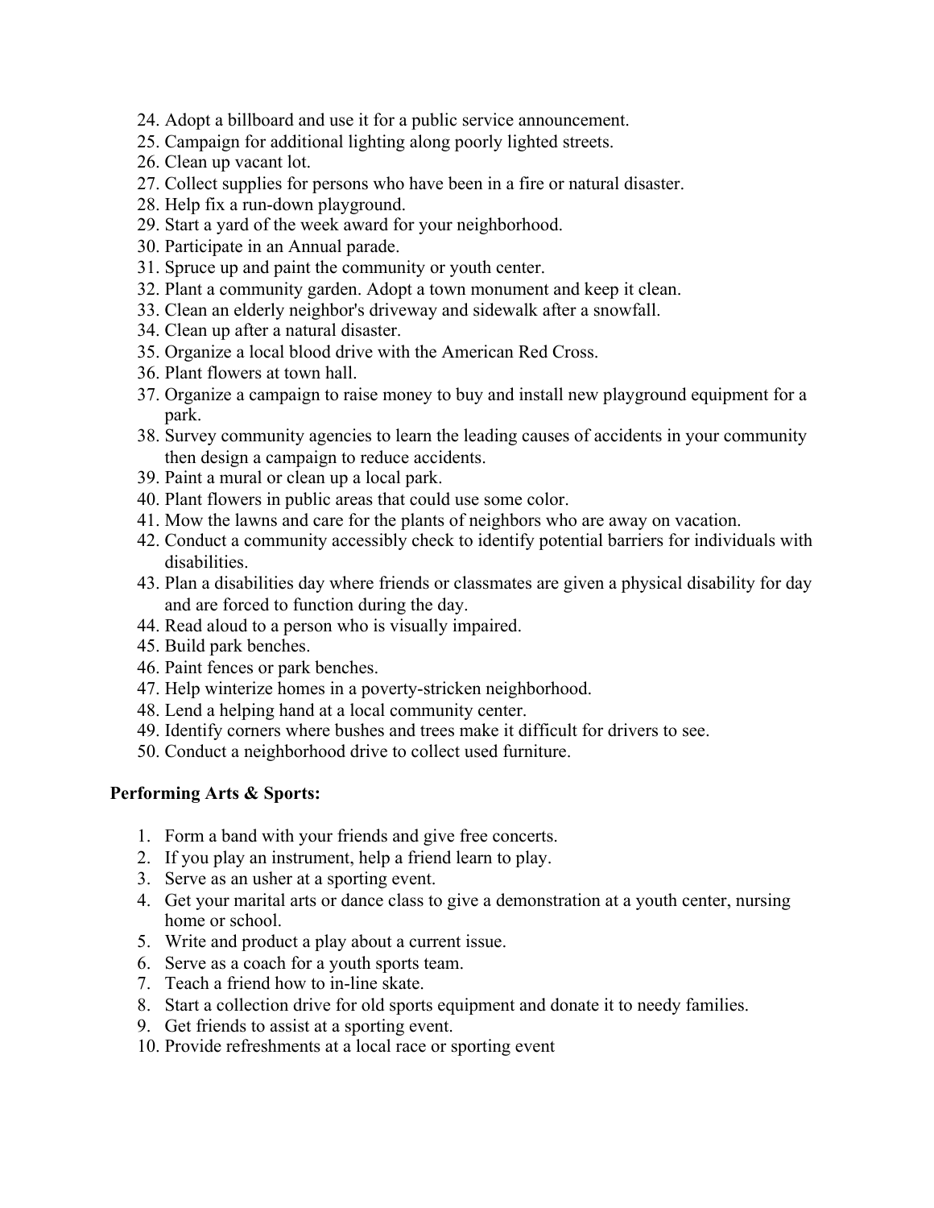24. Adopt a billboard and use it for a public service announcement.
25. Campaign for additional lighting along poorly lighted streets.
26. Clean up vacant lot.
27. Collect supplies for persons who have been in a fire or natural disaster.
28. Help fix a run-down playground.
29. Start a yard of the week award for your neighborhood.
30. Participate in an Annual parade.
31. Spruce up and paint the community or youth center.
32. Plant a community garden. Adopt a town monument and keep it clean.
33. Clean an elderly neighbor's driveway and sidewalk after a snowfall.
34. Clean up after a natural disaster.
35. Organize a local blood drive with the American Red Cross.
36. Plant flowers at town hall.
37. Organize a campaign to raise money to buy and install new playground equipment for a park.
38. Survey community agencies to learn the leading causes of accidents in your community then design a campaign to reduce accidents.
39. Paint a mural or clean up a local park.
40. Plant flowers in public areas that could use some color.
41. Mow the lawns and care for the plants of neighbors who are away on vacation.
42. Conduct a community accessibly check to identify potential barriers for individuals with disabilities.
43. Plan a disabilities day where friends or classmates are given a physical disability for day and are forced to function during the day.
44. Read aloud to a person who is visually impaired.
45. Build park benches.
46. Paint fences or park benches.
47. Help winterize homes in a poverty-stricken neighborhood.
48. Lend a helping hand at a local community center.
49. Identify corners where bushes and trees make it difficult for drivers to see.
50. Conduct a neighborhood drive to collect used furniture.

**Performing Arts & Sports:**

1. Form a band with your friends and give free concerts.
2. If you play an instrument, help a friend learn to play.
3. Serve as an usher at a sporting event.
4. Get your marital arts or dance class to give a demonstration at a youth center, nursing home or school.
5. Write and product a play about a current issue.
6. Serve as a coach for a youth sports team.
7. Teach a friend how to in-line skate.
8. Start a collection drive for old sports equipment and donate it to needy families.
9. Get friends to assist at a sporting event.
10. Provide refreshments at a local race or sporting event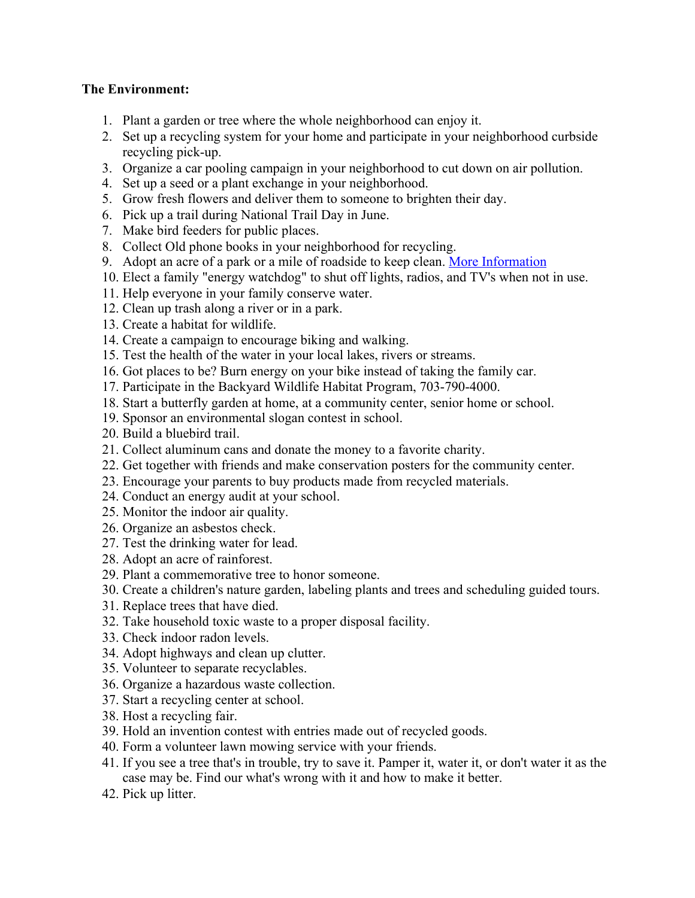**The Environment:**

1. Plant a garden or tree where the whole neighborhood can enjoy it.
2. Set up a recycling system for your home and participate in your neighborhood curbside recycling pick-up.
3. Organize a car pooling campaign in your neighborhood to cut down on air pollution.
4. Set up a seed or a plant exchange in your neighborhood.
5. Grow fresh flowers and deliver them to someone to brighten their day.
6. Pick up a trail during National Trail Day in June.
7. Make bird feeders for public places.
8. Collect Old phone books in your neighborhood for recycling.
9. Adopt an acre of a park or a mile of roadside to keep clean. More Information
10. Elect a family "energy watchdog" to shut off lights, radios, and TV's when not in use.
11. Help everyone in your family conserve water.
12. Clean up trash along a river or in a park.
13. Create a habitat for wildlife.
14. Create a campaign to encourage biking and walking.
15. Test the health of the water in your local lakes, rivers or streams.
16. Got places to be? Burn energy on your bike instead of taking the family car.
17. Participate in the Backyard Wildlife Habitat Program, 703-790-4000.
18. Start a butterfly garden at home, at a community center, senior home or school.
19. Sponsor an environmental slogan contest in school.
20. Build a bluebird trail.
21. Collect aluminum cans and donate the money to a favorite charity.
22. Get together with friends and make conservation posters for the community center.
23. Encourage your parents to buy products made from recycled materials.
24. Conduct an energy audit at your school.
25. Monitor the indoor air quality.
26. Organize an asbestos check.
27. Test the drinking water for lead.
28. Adopt an acre of rainforest.
29. Plant a commemorative tree to honor someone.
30. Create a children's nature garden, labeling plants and trees and scheduling guided tours.
31. Replace trees that have died.
32. Take household toxic waste to a proper disposal facility.
33. Check indoor radon levels.
34. Adopt highways and clean up clutter.
35. Volunteer to separate recyclables.
36. Organize a hazardous waste collection.
37. Start a recycling center at school.
38. Host a recycling fair.
39. Hold an invention contest with entries made out of recycled goods.
40. Form a volunteer lawn mowing service with your friends.
41. If you see a tree that's in trouble, try to save it. Pamper it, water it, or don't water it as the case may be. Find our what's wrong with it and how to make it better.
42. Pick up litter.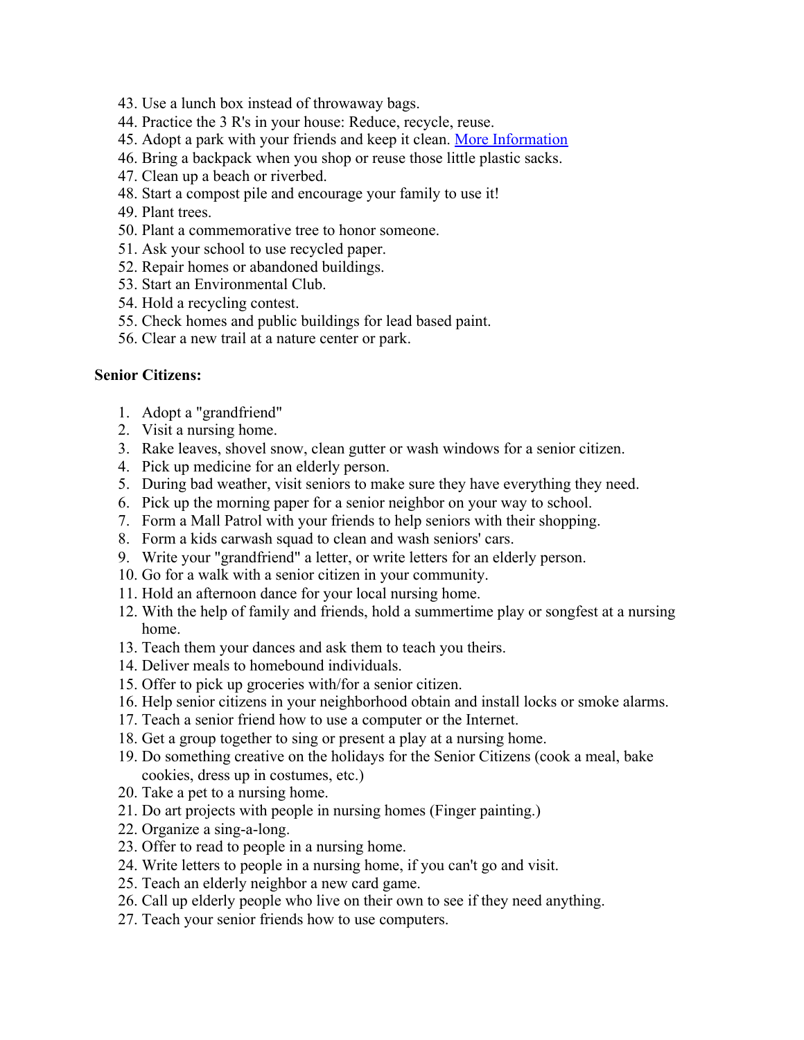43. Use a lunch box instead of throwaway bags.
44. Practice the 3 R's in your house: Reduce, recycle, reuse.
45. Adopt a park with your friends and keep it clean. More Information
46. Bring a backpack when you shop or reuse those little plastic sacks.
47. Clean up a beach or riverbed.
48. Start a compost pile and encourage your family to use it!
49. Plant trees.
50. Plant a commemorative tree to honor someone.
51. Ask your school to use recycled paper.
52. Repair homes or abandoned buildings.
53. Start an Environmental Club.
54. Hold a recycling contest.
55. Check homes and public buildings for lead based paint.
56. Clear a new trail at a nature center or park.

**Senior Citizens:**

1. Adopt a "grandfriend"
2. Visit a nursing home.
3. Rake leaves, shovel snow, clean gutter or wash windows for a senior citizen.
4. Pick up medicine for an elderly person.
5. During bad weather, visit seniors to make sure they have everything they need.
6. Pick up the morning paper for a senior neighbor on your way to school.
7. Form a Mall Patrol with your friends to help seniors with their shopping.
8. Form a kids carwash squad to clean and wash seniors' cars.
9. Write your "grandfriend" a letter, or write letters for an elderly person.
10. Go for a walk with a senior citizen in your community.
11. Hold an afternoon dance for your local nursing home.
12. With the help of family and friends, hold a summertime play or songfest at a nursing home.
13. Teach them your dances and ask them to teach you theirs.
14. Deliver meals to homebound individuals.
15. Offer to pick up groceries with/for a senior citizen.
16. Help senior citizens in your neighborhood obtain and install locks or smoke alarms.
17. Teach a senior friend how to use a computer or the Internet.
18. Get a group together to sing or present a play at a nursing home.
19. Do something creative on the holidays for the Senior Citizens (cook a meal, bake cookies, dress up in costumes, etc.)
20. Take a pet to a nursing home.
21. Do art projects with people in nursing homes (Finger painting.)
22. Organize a sing-a-long.
23. Offer to read to people in a nursing home.
24. Write letters to people in a nursing home, if you can't go and visit.
25. Teach an elderly neighbor a new card game.
26. Call up elderly people who live on their own to see if they need anything.
27. Teach your senior friends how to use computers.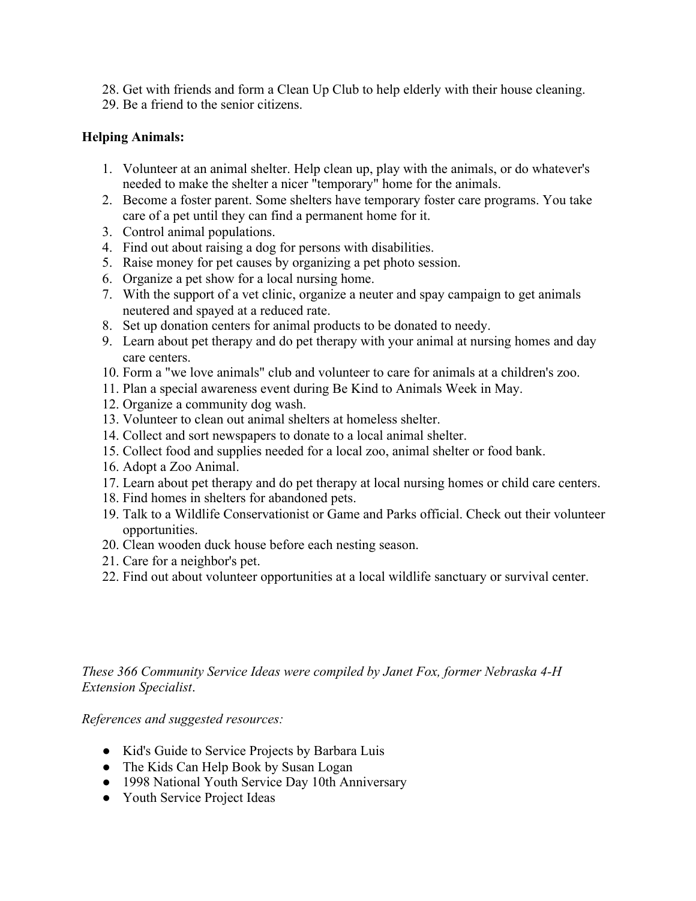28. Get with friends and form a Clean Up Club to help elderly with their house cleaning.
29. Be a friend to the senior citizens.

**Helping Animals:**

1. Volunteer at an animal shelter. Help clean up, play with the animals, or do whatever's needed to make the shelter a nicer "temporary" home for the animals.
2. Become a foster parent. Some shelters have temporary foster care programs. You take care of a pet until they can find a permanent home for it.
3. Control animal populations.
4. Find out about raising a dog for persons with disabilities.
5. Raise money for pet causes by organizing a pet photo session.
6. Organize a pet show for a local nursing home.
7. With the support of a vet clinic, organize a neuter and spay campaign to get animals neutered and spayed at a reduced rate.
8. Set up donation centers for animal products to be donated to needy.
9. Learn about pet therapy and do pet therapy with your animal at nursing homes and day care centers.
10. Form a "we love animals" club and volunteer to care for animals at a children's zoo.
11. Plan a special awareness event during Be Kind to Animals Week in May.
12. Organize a community dog wash.
13. Volunteer to clean out animal shelters at homeless shelter.
14. Collect and sort newspapers to donate to a local animal shelter.
15. Collect food and supplies needed for a local zoo, animal shelter or food bank.
16. Adopt a Zoo Animal.
17. Learn about pet therapy and do pet therapy at local nursing homes or child care centers.
18. Find homes in shelters for abandoned pets.
19. Talk to a Wildlife Conservationist or Game and Parks official. Check out their volunteer opportunities.
20. Clean wooden duck house before each nesting season.
21. Care for a neighbor's pet.
22. Find out about volunteer opportunities at a local wildlife sanctuary or survival center.

*These 366 Community Service Ideas were compiled by Janet Fox, former Nebraska 4-H Extension Specialist.*

*References and suggested resources:*

- Kid's Guide to Service Projects by Barbara Luis
- The Kids Can Help Book by Susan Logan
- 1998 National Youth Service Day 10th Anniversary
- Youth Service Project Ideas